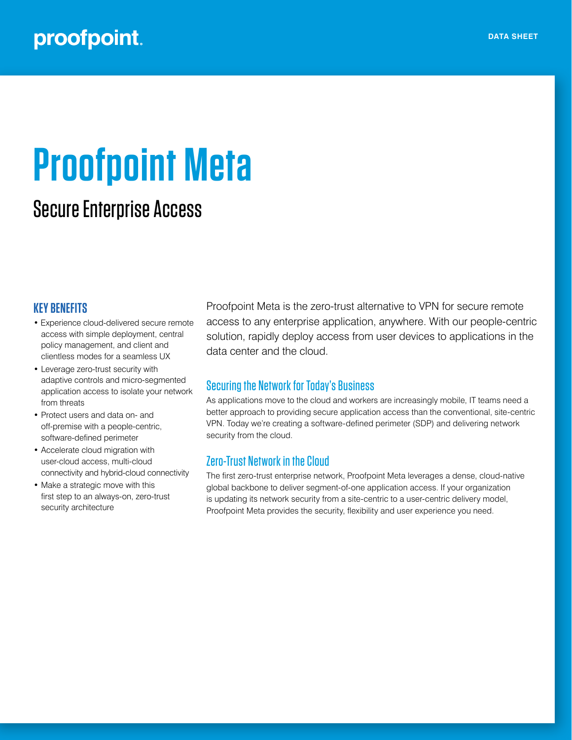# Proofpoint Meta

## Secure Enterprise Access

### KEY BENEFITS

- Experience cloud-delivered secure remote access with simple deployment, central policy management, and client and clientless modes for a seamless UX
- Leverage zero-trust security with adaptive controls and micro-segmented application access to isolate your network from threats
- Protect users and data on- and off-premise with a people-centric, software-defined perimeter
- Accelerate cloud migration with user-cloud access, multi-cloud connectivity and hybrid-cloud connectivity
- Make a strategic move with this first step to an always-on, zero-trust security architecture

Proofpoint Meta is the zero-trust alternative to VPN for secure remote access to any enterprise application, anywhere. With our people-centric solution, rapidly deploy access from user devices to applications in the data center and the cloud.

### Securing the Network for Today's Business

As applications move to the cloud and workers are increasingly mobile, IT teams need a better approach to providing secure application access than the conventional, site-centric VPN. Today we're creating a software-defined perimeter (SDP) and delivering network security from the cloud.

### Zero-Trust Network in the Cloud

The first zero-trust enterprise network, Proofpoint Meta leverages a dense, cloud-native global backbone to deliver segment-of-one application access. If your organization is updating its network security from a site-centric to a user-centric delivery model, Proofpoint Meta provides the security, flexibility and user experience you need.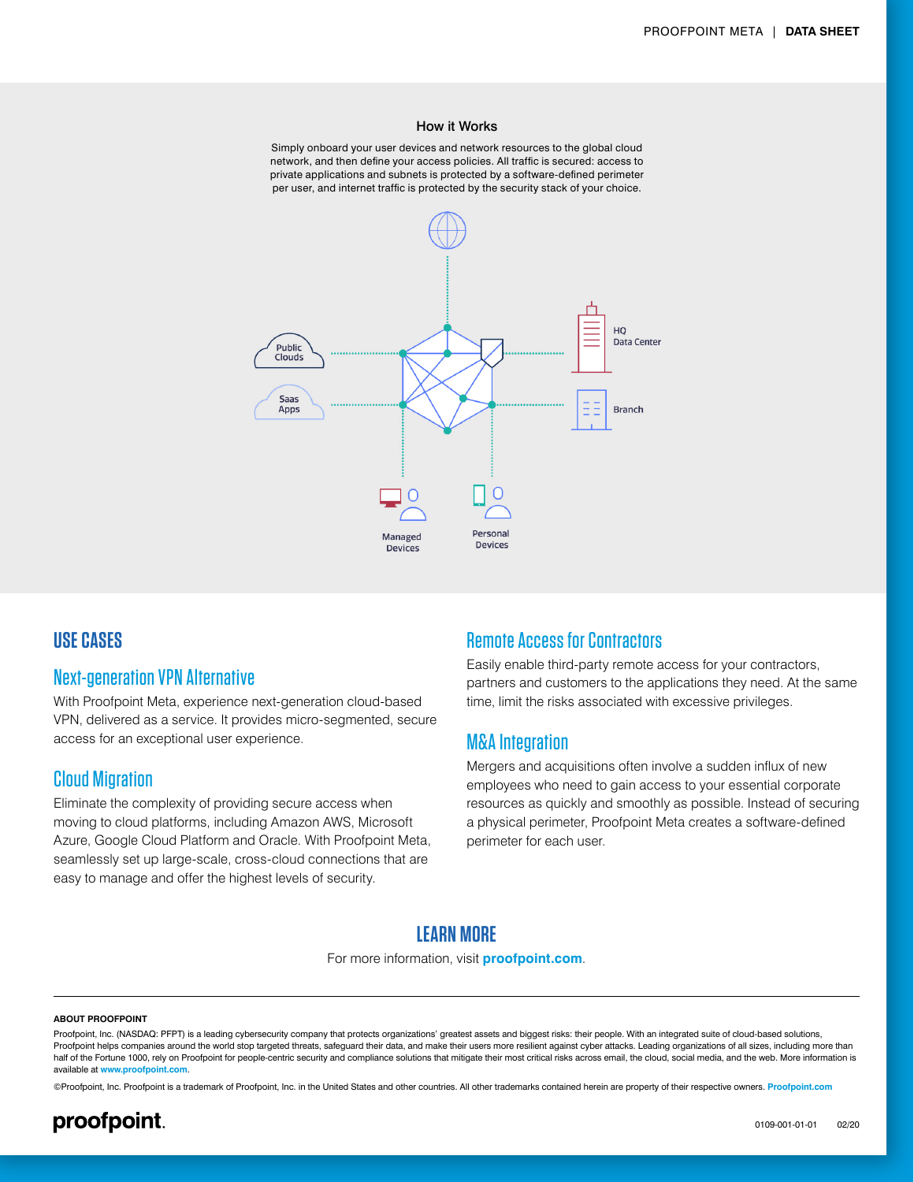## How it Works

Simply onboard your user devices and network resources to the global cloud network, and then define your access policies. All traffic is secured: access to private applications and subnets is protected by a software-defined perimeter per user, and internet traffic is protected by the security stack of your choice.

Public Clouds

Saas Apps

HQ Data Center

Branch

Managed Devices

Personal Devices

## USE CASES

### Next-generation VPN Alternative

With Proofpoint Meta, experience next-generation cloud-based VPN, delivered as a service. It provides micro-segmented, secure access for an exceptional user experience.

### Cloud Migration

Eliminate the complexity of providing secure access when moving to cloud platforms, including Amazon AWS, Microsoft Azure, Google Cloud Platform and Oracle. With Proofpoint Meta, seamlessly set up large-scale, cross-cloud connections that are easy to manage and offer the highest levels of security.

### Remote Access for Contractors

Easily enable third-party remote access for your contractors, partners and customers to the applications they need. At the same time, limit the risks associated with excessive privileges.

### M&A Integration

Mergers and acquisitions often involve a sudden influx of new employees who need to gain access to your essential corporate resources as quickly and smoothly as possible. Instead of securing a physical perimeter, Proofpoint Meta creates a software-defined perimeter for each user.

## LEARN MORE

For more information, visit **proofpoint.com**.

**ABOUT PROOFPOINT**

Proofpoint, Inc. (NASDAQ: PFPT) is a leading cybersecurity company that protects organizations' greatest assets and biggest risks: their people. With an integrated suite of cloud-based solutions, Proofpoint helps companies around the world stop targeted threats, safeguard their data, and make their users more resilient against cyber attacks. Leading organizations of all sizes, including more than half of the Fortune 1000, rely on Proofpoint for people-centric security and compliance solutions that mitigate their most critical risks across email, the cloud, social media, and the web. More information is available at **www.proofpoint.com**.

©Proofpoint, Inc. Proofpoint is a trademark of Proofpoint, Inc. in the United States and other countries. All other trademarks contained herein are property of their respective owners. **Proofpoint.com**

proofpoint.

0109-001-01-01 02/20